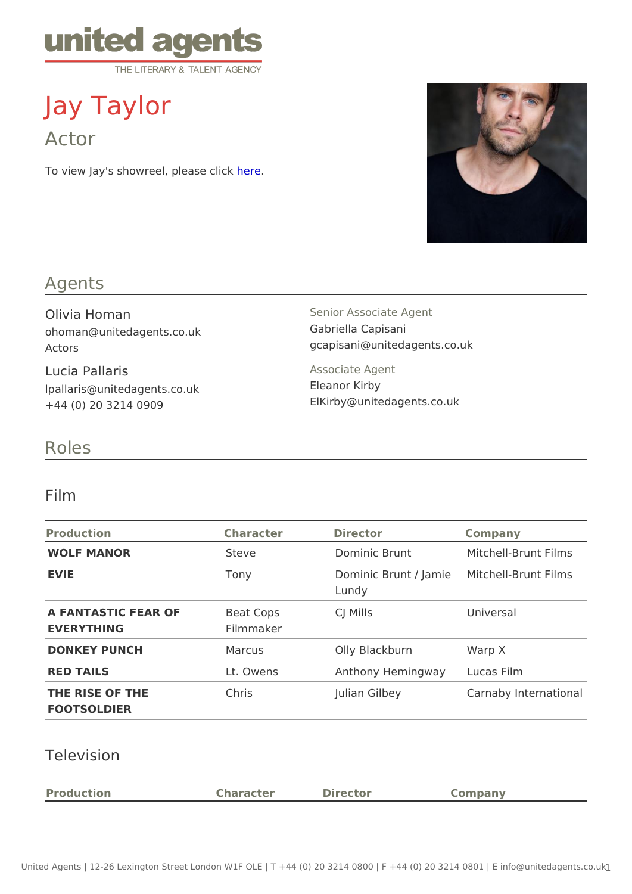# Jay Taylor

## Actor

To view Jay's showreel, please click here.

## Agents

**Olivia Homan**
ohoman@unitedagents.co.uk
Actors

**Lucia Pallaris**
lpallaris@unitedagents.co.uk
+44 (0) 20 3214 0909

Senior Associate Agent
Gabriella Capisani
gcapisani@unitedagents.co.uk

Associate Agent
Eleanor Kirby
ElKirby@unitedagents.co.uk

## Roles

### Film

| Production | Character | Director | Company |
|---|---|---|---|
| **WOLF MANOR** | Steve | Dominic Brunt | Mitchell-Brunt Films |
| **EVIE** | Tony | Dominic Brunt / Jamie Lundy | Mitchell-Brunt Films |
| **A FANTASTIC FEAR OF EVERYTHING** | Beat Cops Filmmaker | CJ Mills | Universal |
| **DONKEY PUNCH** | Marcus | Olly Blackburn | Warp X |
| **RED TAILS** | Lt. Owens | Anthony Hemingway | Lucas Film |
| **THE RISE OF THE FOOTSOLDIER** | Chris | Julian Gilbey | Carnaby International |

### Television

| Production | Character | Director | Company |
|---|---|---|---|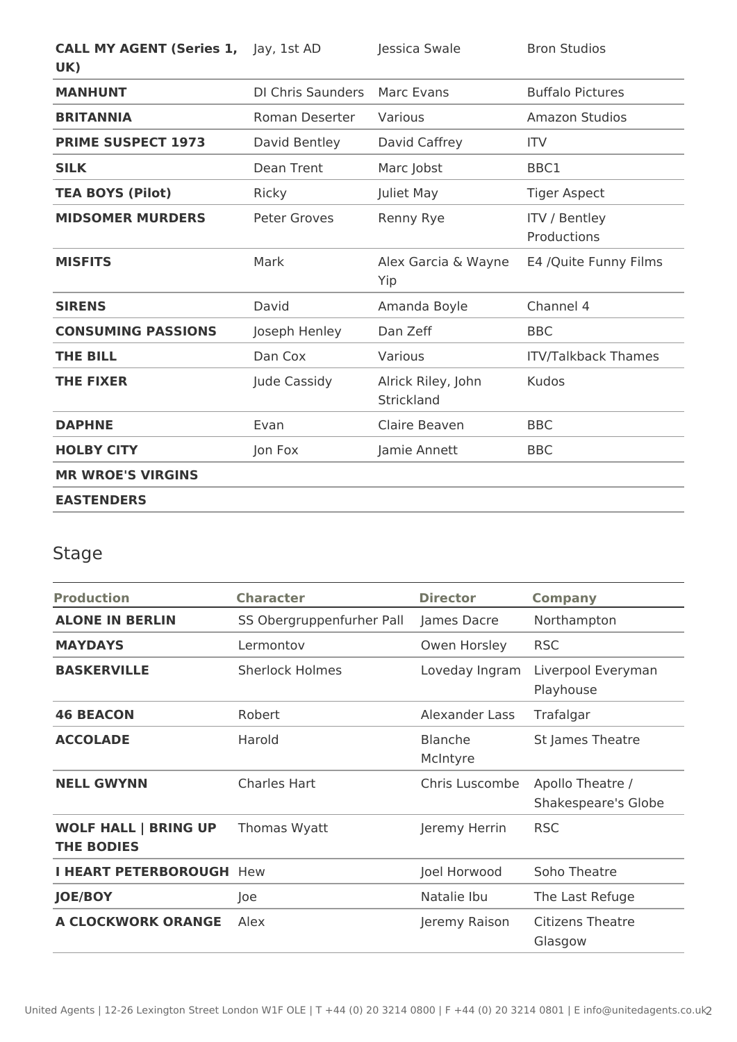| | | | |
|---|---|---|---|
| **CALL MY AGENT (Series 1, UK)** | Jay, 1st AD | Jessica Swale | Bron Studios |
| **MANHUNT** | DI Chris Saunders | Marc Evans | Buffalo Pictures |
| **BRITANNIA** | Roman Deserter | Various | Amazon Studios |
| **PRIME SUSPECT 1973** | David Bentley | David Caffrey | ITV |
| **SILK** | Dean Trent | Marc Jobst | BBC1 |
| **TEA BOYS (Pilot)** | Ricky | Juliet May | Tiger Aspect |
| **MIDSOMER MURDERS** | Peter Groves | Renny Rye | ITV / Bentley Productions |
| **MISFITS** | Mark | Alex Garcia & Wayne Yip | E4 /Quite Funny Films |
| **SIRENS** | David | Amanda Boyle | Channel 4 |
| **CONSUMING PASSIONS** | Joseph Henley | Dan Zeff | BBC |
| **THE BILL** | Dan Cox | Various | ITV/Talkback Thames |
| **THE FIXER** | Jude Cassidy | Alrick Riley, John Strickland | Kudos |
| **DAPHNE** | Evan | Claire Beaven | BBC |
| **HOLBY CITY** | Jon Fox | Jamie Annett | BBC |
| **MR WROE'S VIRGINS** | | | |
| **EASTENDERS** | | | |

## Stage

| Production | Character | Director | Company |
|---|---|---|---|
| **ALONE IN BERLIN** | SS Obergruppenfurher Pall | James Dacre | Northampton |
| **MAYDAYS** | Lermontov | Owen Horsley | RSC |
| **BASKERVILLE** | Sherlock Holmes | Loveday Ingram | Liverpool Everyman Playhouse |
| **46 BEACON** | Robert | Alexander Lass | Trafalgar |
| **ACCOLADE** | Harold | Blanche McIntyre | St James Theatre |
| **NELL GWYNN** | Charles Hart | Chris Luscombe | Apollo Theatre / Shakespeare's Globe |
| **WOLF HALL \| BRING UP THE BODIES** | Thomas Wyatt | Jeremy Herrin | RSC |
| **I HEART PETERBOROUGH** | Hew | Joel Horwood | Soho Theatre |
| **JOE/BOY** | Joe | Natalie Ibu | The Last Refuge |
| **A CLOCKWORK ORANGE** | Alex | Jeremy Raison | Citizens Theatre Glasgow |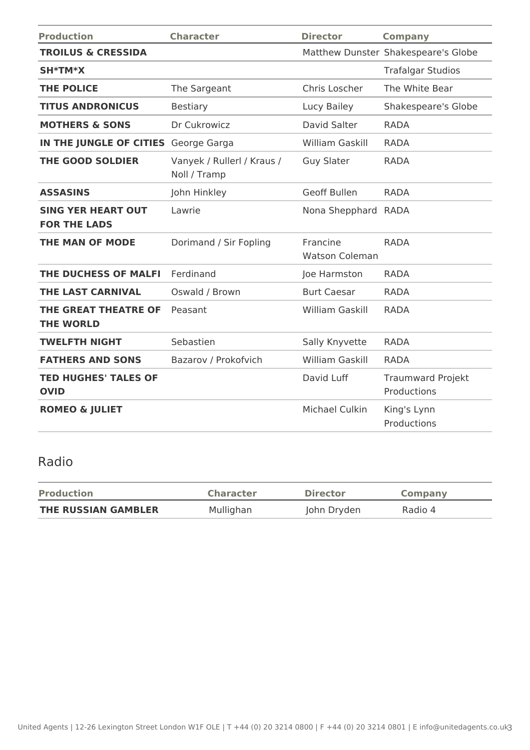| Production | Character | Director | Company |
|---|---|---|---|
| **TROILUS & CRESSIDA** | | Matthew Dunster | Shakespeare's Globe |
| **SH*TM*X** | | | Trafalgar Studios |
| **THE POLICE** | The Sargeant | Chris Loscher | The White Bear |
| **TITUS ANDRONICUS** | Bestiary | Lucy Bailey | Shakespeare's Globe |
| **MOTHERS & SONS** | Dr Cukrowicz | David Salter | RADA |
| **IN THE JUNGLE OF CITIES** | George Garga | William Gaskill | RADA |
| **THE GOOD SOLDIER** | Vanyek / Rullerl / Kraus / Noll / Tramp | Guy Slater | RADA |
| **ASSASINS** | John Hinkley | Geoff Bullen | RADA |
| **SING YER HEART OUT FOR THE LADS** | Lawrie | Nona Shepphard | RADA |
| **THE MAN OF MODE** | Dorimand / Sir Fopling | Francine Watson Coleman | RADA |
| **THE DUCHESS OF MALFI** | Ferdinand | Joe Harmston | RADA |
| **THE LAST CARNIVAL** | Oswald / Brown | Burt Caesar | RADA |
| **THE GREAT THEATRE OF THE WORLD** | Peasant | William Gaskill | RADA |
| **TWELFTH NIGHT** | Sebastien | Sally Knyvette | RADA |
| **FATHERS AND SONS** | Bazarov / Prokofvich | William Gaskill | RADA |
| **TED HUGHES' TALES OF OVID** | | David Luff | Traumward Projekt Productions |
| **ROMEO & JULIET** | | Michael Culkin | King's Lynn Productions |

## Radio

| Production | Character | Director | Company |
|---|---|---|---|
| **THE RUSSIAN GAMBLER** | Mullighan | John Dryden | Radio 4 |